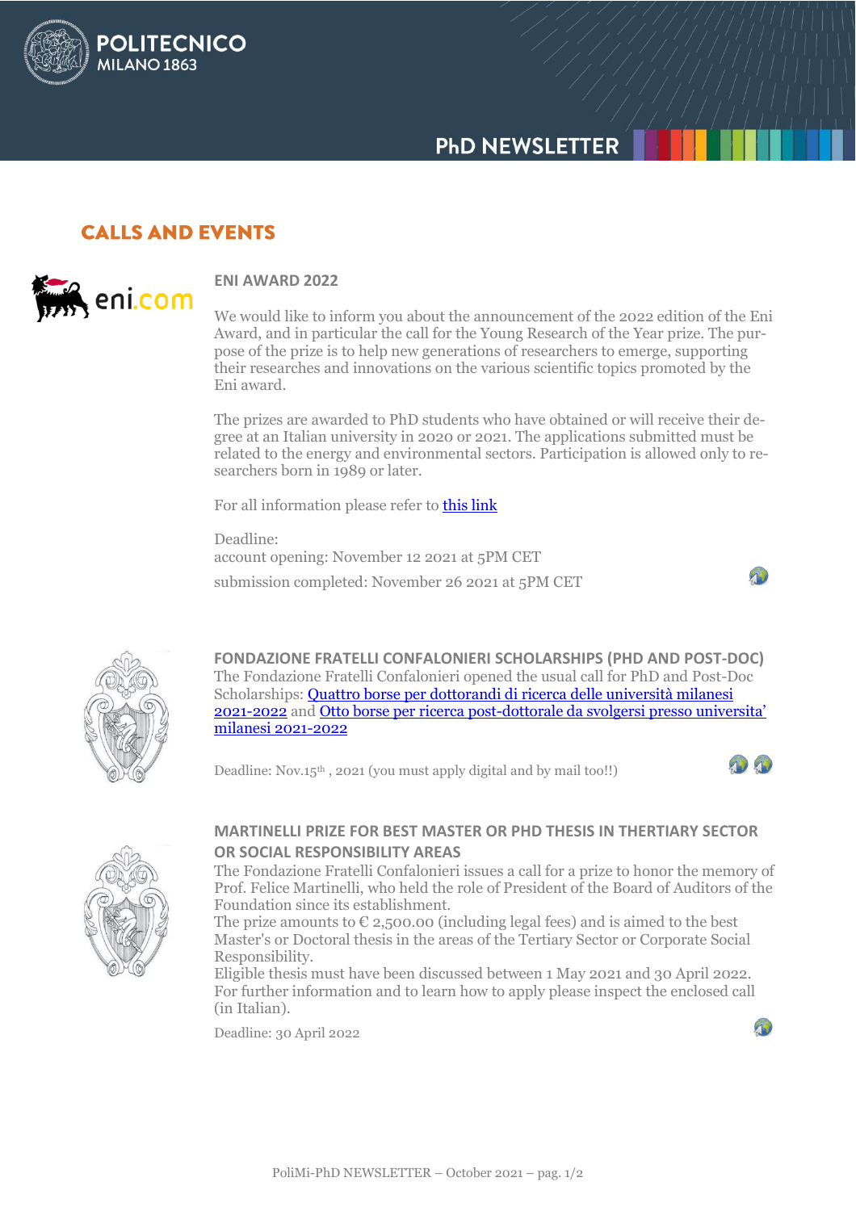# CALLS AND EVENTS

## ENI AWARD 2022

We would like to inform you about the announcement of the 2022 edition of the Eni Award, and in particular the call for the Young Research of the Year prize. The purpose of the prize is to help new generations of researchers to emerge, supporting their researches and innovations on the various scientific topics promoted by the Eni award.

The prizes are awarded to PhD students who have obtained or will receive their degree at an Italian university in 2020 or 2021. The applications submitted must be related to the energy and environmental sectors. Participation is allowed only to researchers born in 1989 or later.

For all information please refer to this link

Deadline:
account opening: November 12 2021 at 5PM CET
submission completed: November 26 2021 at 5PM CET

## FONDAZIONE FRATELLI CONFALONIERI SCHOLARSHIPS (PHD AND POST-DOC)

The Fondazione Fratelli Confalonieri opened the usual call for PhD and Post-Doc Scholarships: Quattro borse per dottorandi di ricerca delle università milanesi 2021-2022 and Otto borse per ricerca post-dottorale da svolgersi presso universita' milanesi 2021-2022

Deadline: Nov.15th , 2021 (you must apply digital and by mail too!!)

## MARTINELLI PRIZE FOR BEST MASTER OR PHD THESIS IN THERTIARY SECTOR OR SOCIAL RESPONSIBILITY AREAS

The Fondazione Fratelli Confalonieri issues a call for a prize to honor the memory of Prof. Felice Martinelli, who held the role of President of the Board of Auditors of the Foundation since its establishment.
The prize amounts to € 2,500.00 (including legal fees) and is aimed to the best Master's or Doctoral thesis in the areas of the Tertiary Sector or Corporate Social Responsibility.
Eligible thesis must have been discussed between 1 May 2021 and 30 April 2022.
For further information and to learn how to apply please inspect the enclosed call (in Italian).

Deadline: 30 April 2022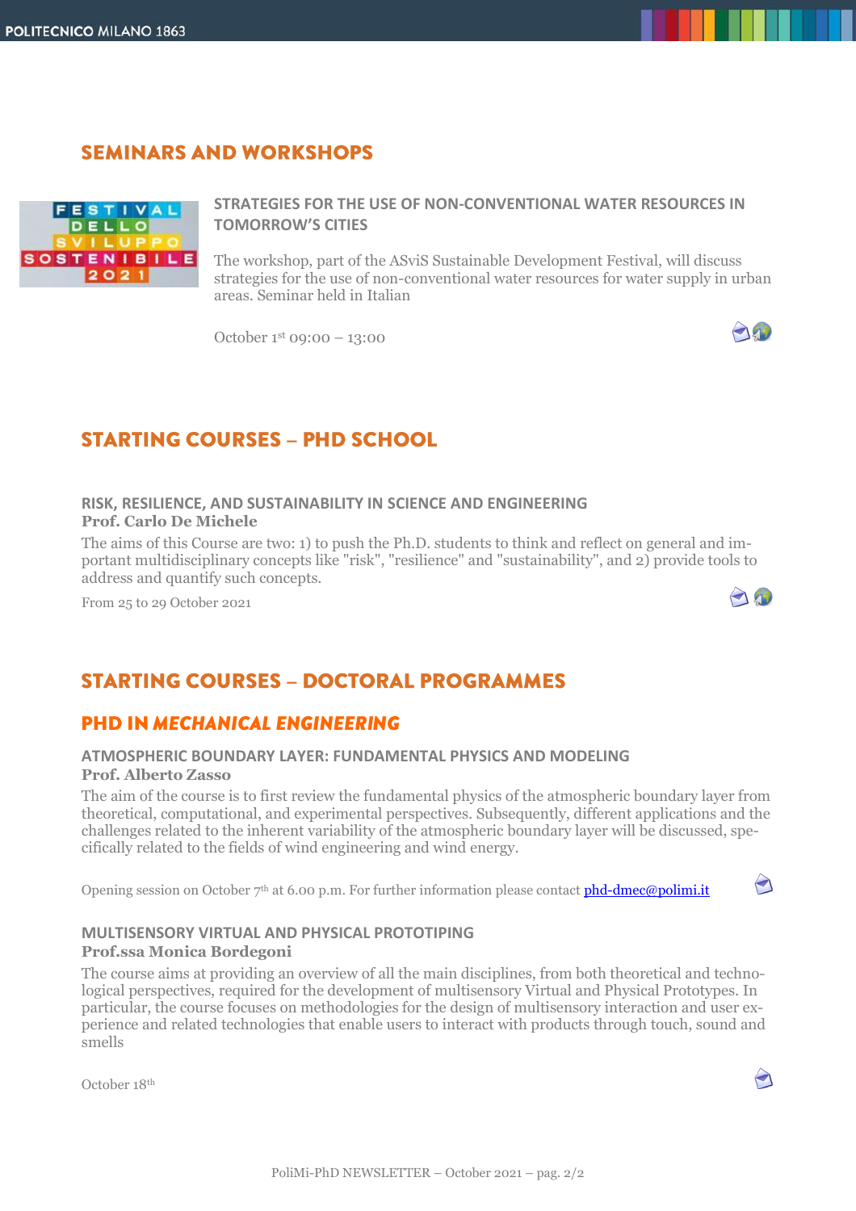## SEMINARS AND WORKSHOPS

### STRATEGIES FOR THE USE OF NON-CONVENTIONAL WATER RESOURCES IN TOMORROW'S CITIES

The workshop, part of the ASviS Sustainable Development Festival, will discuss strategies for the use of non-conventional water resources for water supply in urban areas. Seminar held in Italian

October 1st 09:00 – 13:00

## STARTING COURSES – PHD SCHOOL

### RISK, RESILIENCE, AND SUSTAINABILITY IN SCIENCE AND ENGINEERING

**Prof. Carlo De Michele**

The aims of this Course are two: 1) to push the Ph.D. students to think and reflect on general and important multidisciplinary concepts like "risk", "resilience" and "sustainability", and 2) provide tools to address and quantify such concepts.

From 25 to 29 October 2021

## STARTING COURSES – DOCTORAL PROGRAMMES

### PHD IN *MECHANICAL ENGINEERING*

#### ATMOSPHERIC BOUNDARY LAYER: FUNDAMENTAL PHYSICS AND MODELING

**Prof. Alberto Zasso**

The aim of the course is to first review the fundamental physics of the atmospheric boundary layer from theoretical, computational, and experimental perspectives. Subsequently, different applications and the challenges related to the inherent variability of the atmospheric boundary layer will be discussed, specifically related to the fields of wind engineering and wind energy.

Opening session on October 7th at 6.00 p.m. For further information please contact phd-dmec@polimi.it

#### MULTISENSORY VIRTUAL AND PHYSICAL PROTOTIPING

**Prof.ssa Monica Bordegoni**

The course aims at providing an overview of all the main disciplines, from both theoretical and technological perspectives, required for the development of multisensory Virtual and Physical Prototypes. In particular, the course focuses on methodologies for the design of multisensory interaction and user experience and related technologies that enable users to interact with products through touch, sound and smells

October 18th